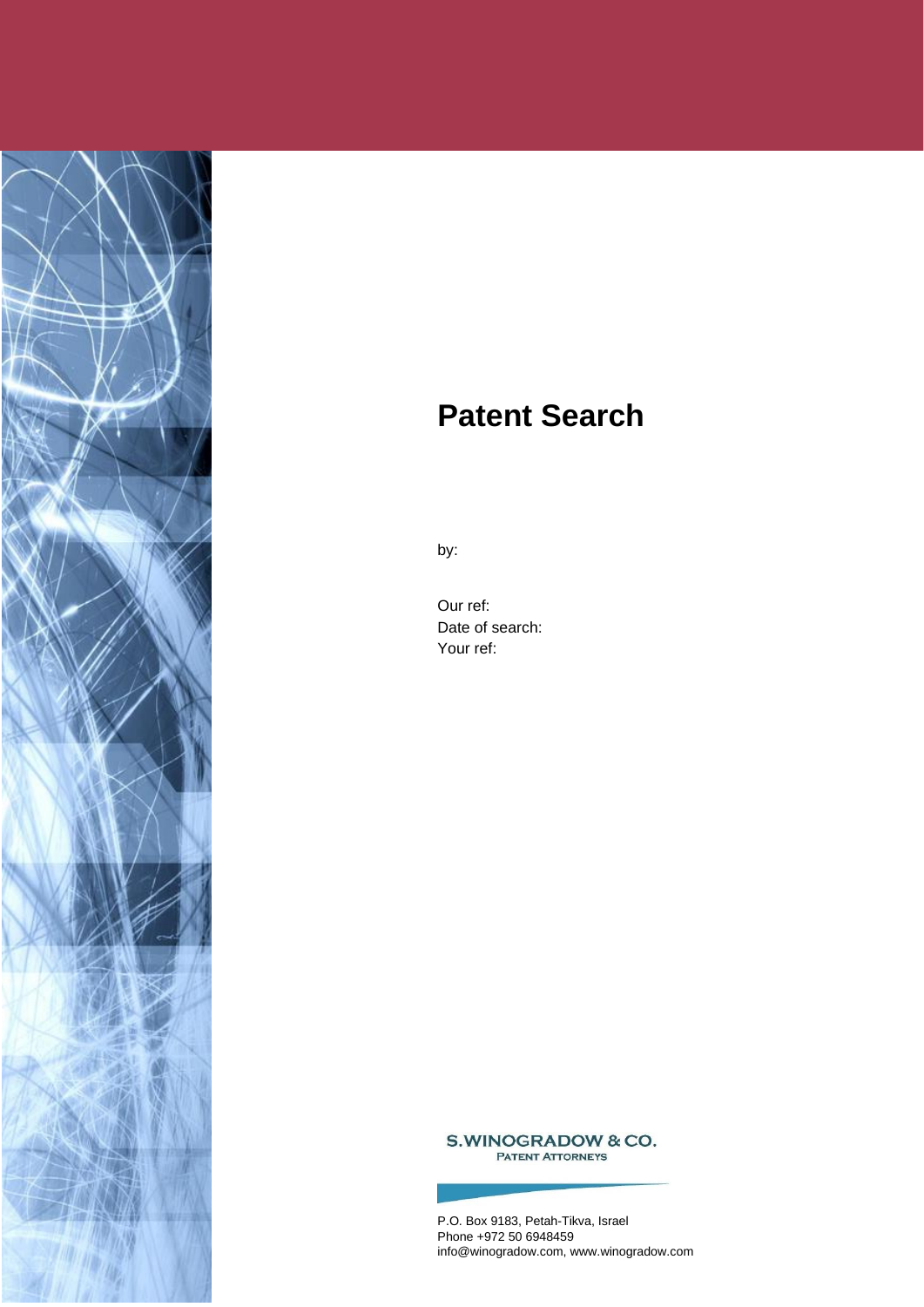# Patent Search

by:

Our ref:
Date of search:
Your ref:

S.WINOGRADOW & CO.
PATENT ATTORNEYS

P.O. Box 9183, Petah-Tikva, Israel
Phone +972 50 6948459
info@winogradow.com, www.winogradow.com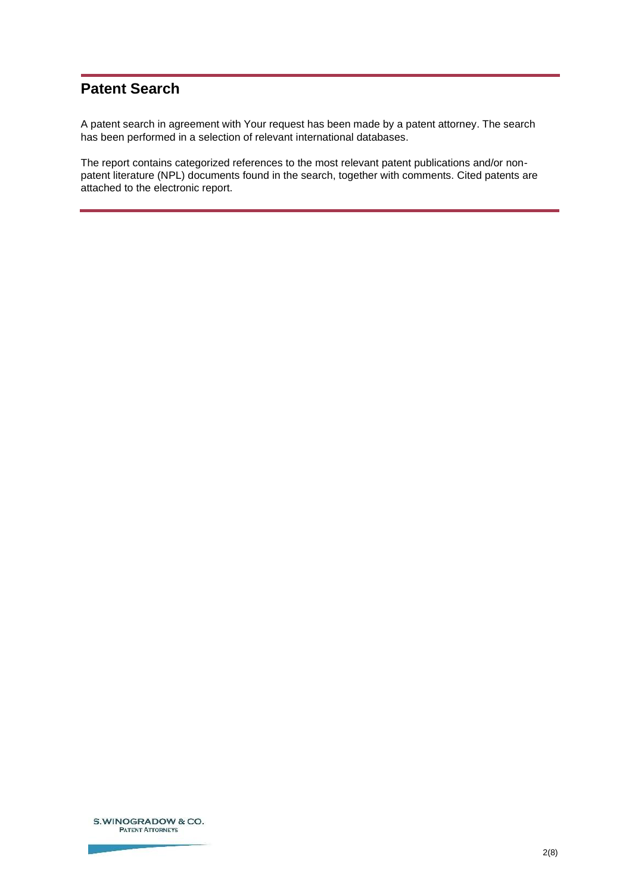## Patent Search

A patent search in agreement with Your request has been made by a patent attorney. The search has been performed in a selection of relevant international databases.

The report contains categorized references to the most relevant patent publications and/or non-patent literature (NPL) documents found in the search, together with comments. Cited patents are attached to the electronic report.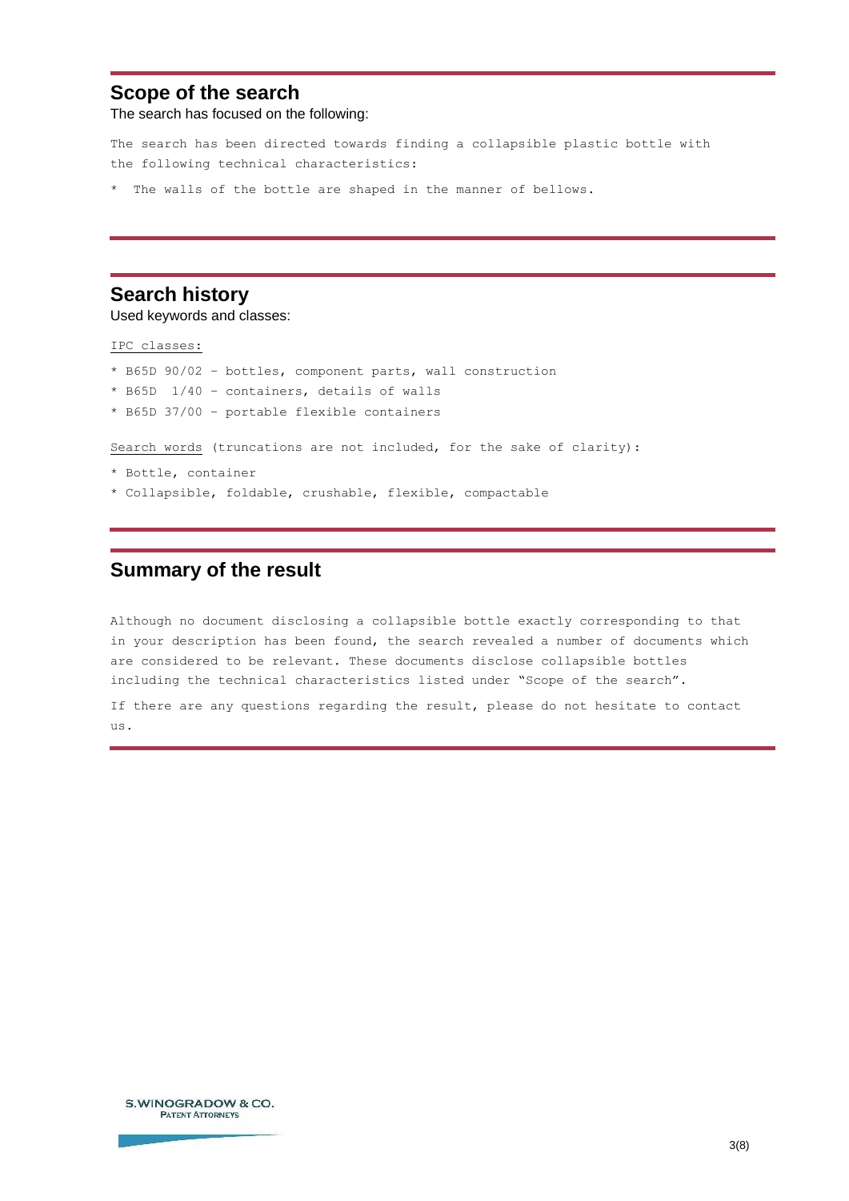## Scope of the search

The search has focused on the following:

The search has been directed towards finding a collapsible plastic bottle with the following technical characteristics:

* The walls of the bottle are shaped in the manner of bellows.

## Search history

Used keywords and classes:

IPC classes:

* B65D 90/02 – bottles, component parts, wall construction
* B65D 1/40 – containers, details of walls
* B65D 37/00 – portable flexible containers

Search words (truncations are not included, for the sake of clarity):

* Bottle, container
* Collapsible, foldable, crushable, flexible, compactable

## Summary of the result

Although no document disclosing a collapsible bottle exactly corresponding to that in your description has been found, the search revealed a number of documents which are considered to be relevant. These documents disclose collapsible bottles including the technical characteristics listed under "Scope of the search".

If there are any questions regarding the result, please do not hesitate to contact us.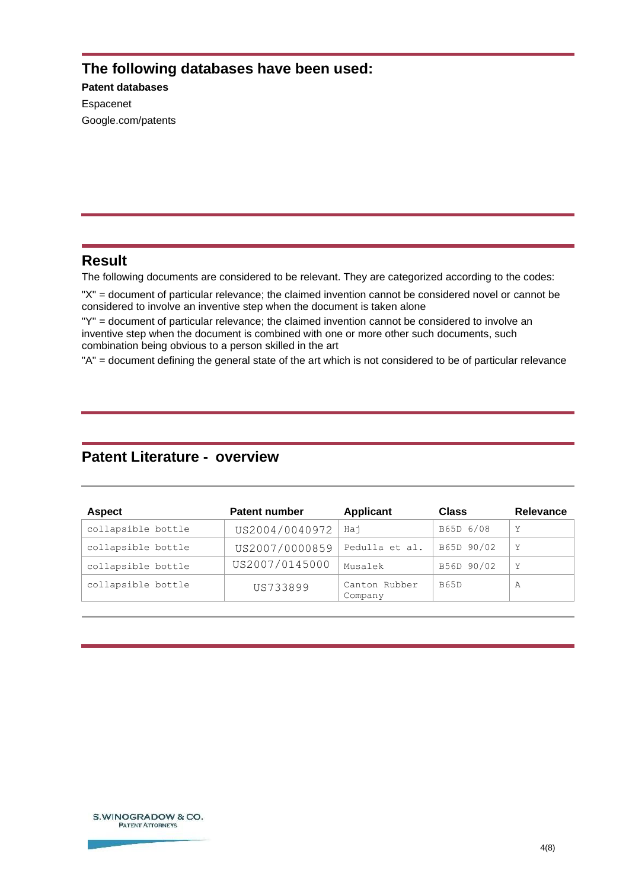## The following databases have been used:

**Patent databases**

Espacenet

Google.com/patents

## Result

The following documents are considered to be relevant. They are categorized according to the codes:

"X" = document of particular relevance; the claimed invention cannot be considered novel or cannot be considered to involve an inventive step when the document is taken alone

"Y" = document of particular relevance; the claimed invention cannot be considered to involve an inventive step when the document is combined with one or more other such documents, such combination being obvious to a person skilled in the art

"A" = document defining the general state of the art which is not considered to be of particular relevance

## Patent Literature - overview

| Aspect | Patent number | Applicant | Class | Relevance |
|---|---|---|---|---|
| collapsible bottle | US2004/0040972 | Haj | B65D 6/08 | Y |
| collapsible bottle | US2007/0000859 | Pedulla et al. | B65D 90/02 | Y |
| collapsible bottle | US2007/0145000 | Musalek | B56D 90/02 | Y |
| collapsible bottle | US733899 | Canton Rubber Company | B65D | A |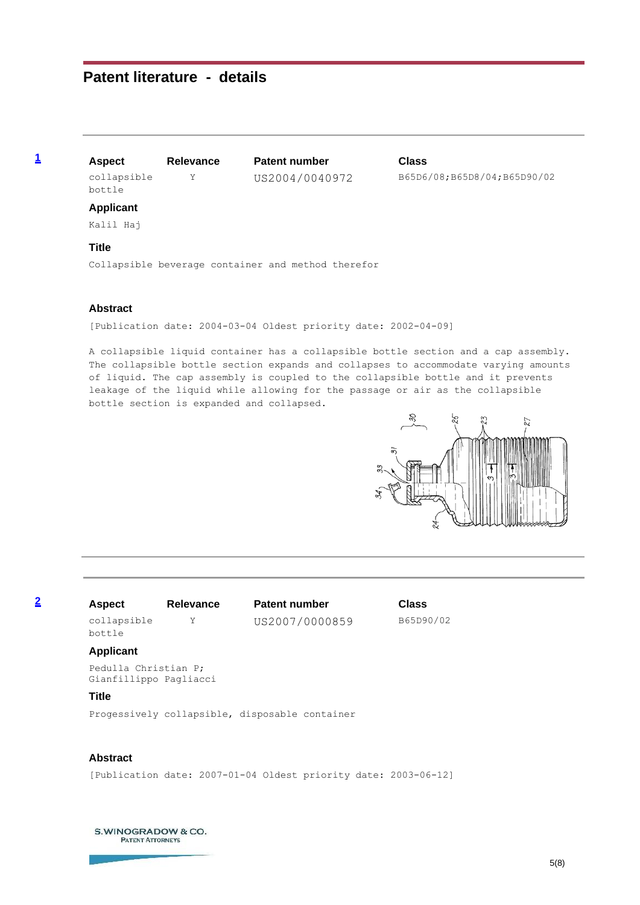# Patent literature - details

**1**

| Aspect | Relevance | Patent number | Class |
|---|---|---|---|
| collapsible bottle | Y | US2004/0040972 | B65D6/08;B65D8/04;B65D90/02 |

**Applicant**

Kalil Haj

**Title**

Collapsible beverage container and method therefor

**Abstract**

[Publication date: 2004-03-04 Oldest priority date: 2002-04-09]

A collapsible liquid container has a collapsible bottle section and a cap assembly. The collapsible bottle section expands and collapses to accommodate varying amounts of liquid. The cap assembly is coupled to the collapsible bottle and it prevents leakage of the liquid while allowing for the passage or air as the collapsible bottle section is expanded and collapsed.

**2**

| Aspect | Relevance | Patent number | Class |
|---|---|---|---|
| collapsible bottle | Y | US2007/0000859 | B65D90/02 |

**Applicant**

Pedulla Christian P; Gianfillippo Pagliacci

**Title**

Progessively collapsible, disposable container

**Abstract**

[Publication date: 2007-01-04 Oldest priority date: 2003-06-12]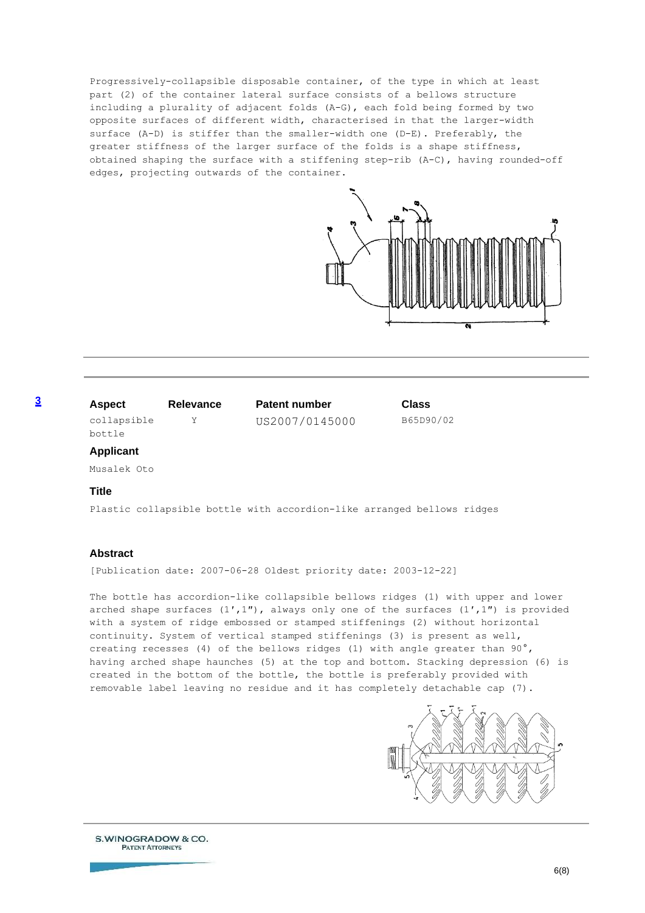Progressively-collapsible disposable container, of the type in which at least part (2) of the container lateral surface consists of a bellows structure including a plurality of adjacent folds (A-G), each fold being formed by two opposite surfaces of different width, characterised in that the larger-width surface (A-D) is stiffer than the smaller-width one (D-E). Preferably, the greater stiffness of the larger surface of the folds is a shape stiffness, obtained shaping the surface with a stiffening step-rib (A-C), having rounded-off edges, projecting outwards of the container.

---

**3**

| Aspect | Relevance | Patent number | Class |
| --- | --- | --- | --- |
| collapsible bottle | Y | US2007/0145000 | B65D90/02 |

### Applicant

Musalek Oto

### Title

Plastic collapsible bottle with accordion-like arranged bellows ridges

### Abstract

[Publication date: 2007-06-28 Oldest priority date: 2003-12-22]

The bottle has accordion-like collapsible bellows ridges (1) with upper and lower arched shape surfaces (1′,1″), always only one of the surfaces (1′,1″) is provided with a system of ridge embossed or stamped stiffenings (2) without horizontal continuity. System of vertical stamped stiffenings (3) is present as well, creating recesses (4) of the bellows ridges (1) with angle greater than 90°, having arched shape haunches (5) at the top and bottom. Stacking depression (6) is created in the bottom of the bottle, the bottle is preferably provided with removable label leaving no residue and it has completely detachable cap (7).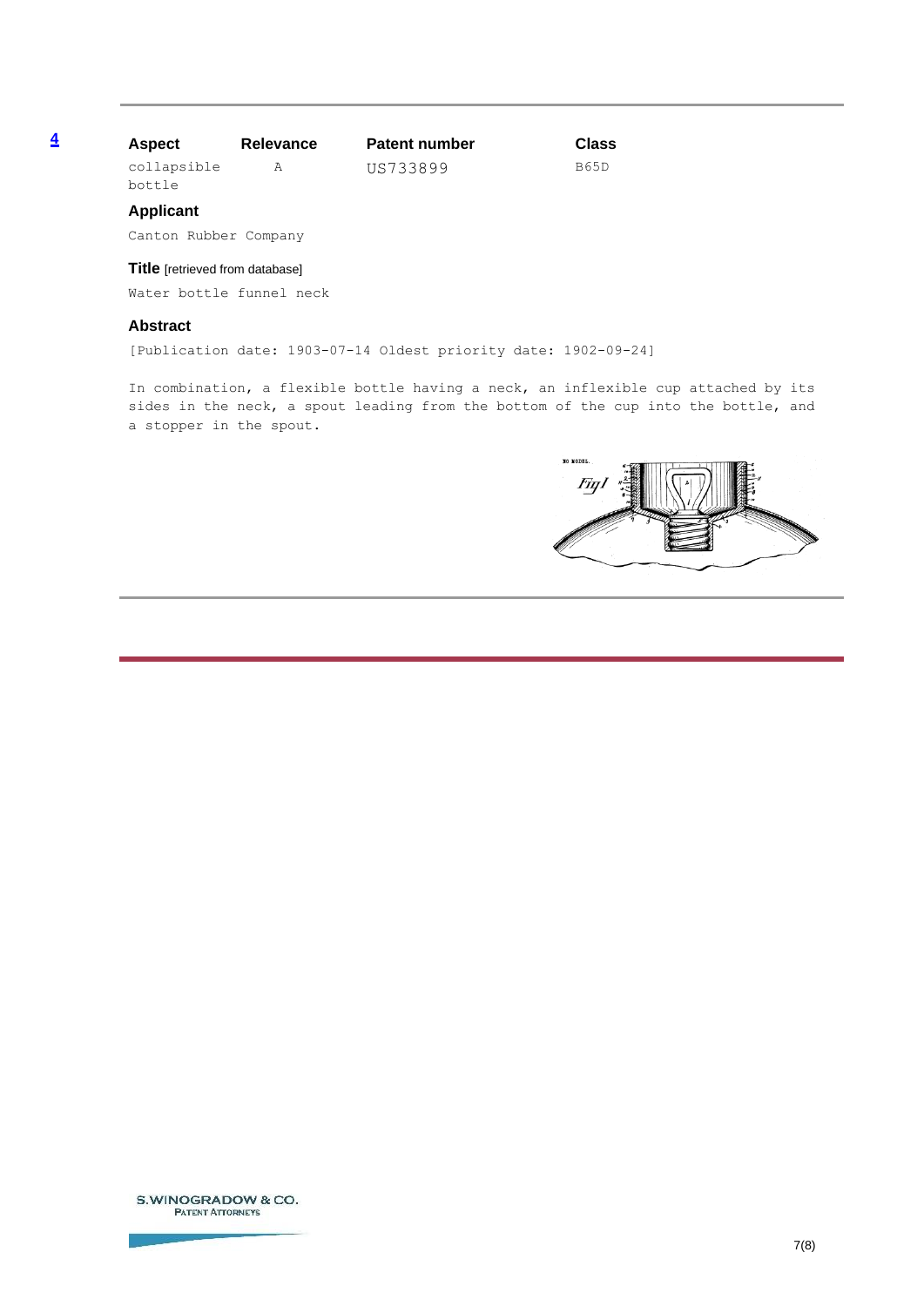**4**

| Aspect | Relevance | Patent number | Class |
| --- | --- | --- | --- |
| collapsible bottle | A | US733899 | B65D |

**Applicant**

Canton Rubber Company

**Title** [retrieved from database]

Water bottle funnel neck

**Abstract**

[Publication date: 1903-07-14 Oldest priority date: 1902-09-24]

In combination, a flexible bottle having a neck, an inflexible cup attached by its sides in the neck, a spout leading from the bottom of the cup into the bottle, and a stopper in the spout.

S.WINOGRADOW & CO.
PATENT ATTORNEYS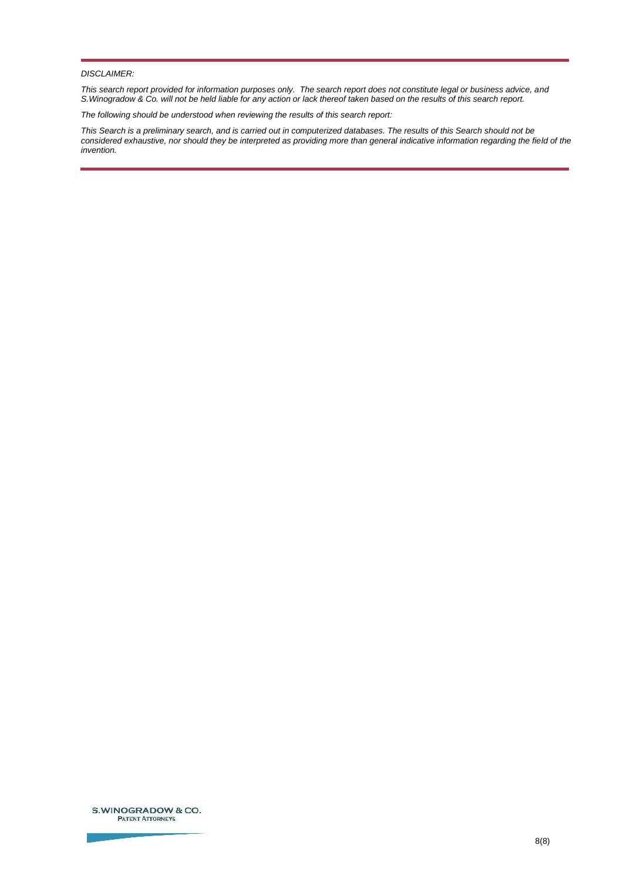*DISCLAIMER:*

*This search report provided for information purposes only. The search report does not constitute legal or business advice, and S.Winogradow & Co. will not be held liable for any action or lack thereof taken based on the results of this search report.*

*The following should be understood when reviewing the results of this search report:*

*This Search is a preliminary search, and is carried out in computerized databases. The results of this Search should not be considered exhaustive, nor should they be interpreted as providing more than general indicative information regarding the field of the invention.*